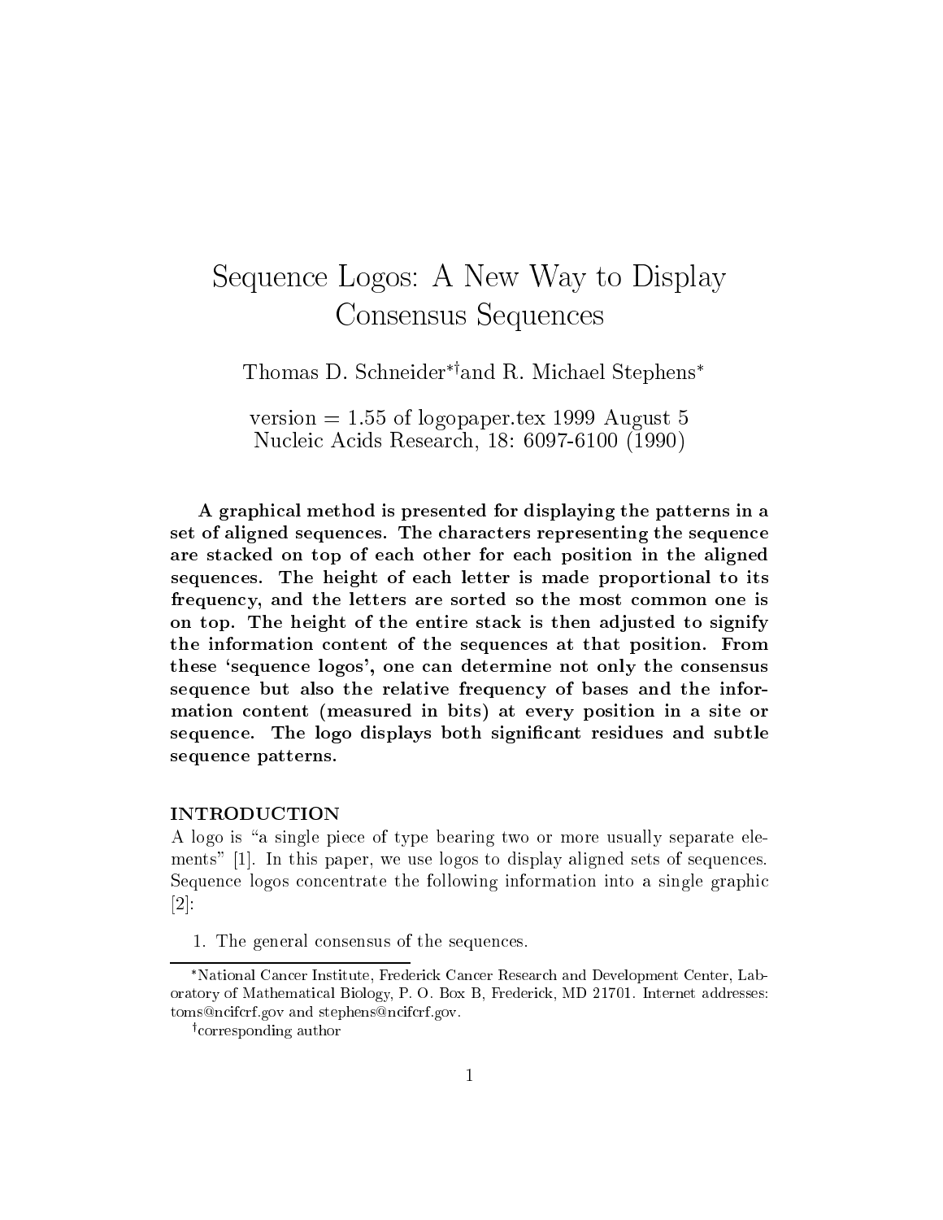# Sequence Logos: A New Way to Display Consensus Sequences

Thomas D. Schneider*†and R. Michael Stephens*

version = 1.55 of logopaper.tex 1999 August 5
Nucleic Acids Research, 18: 6097-6100 (1990)

**A graphical method is presented for displaying the patterns in a set of aligned sequences. The characters representing the sequence are stacked on top of each other for each position in the aligned sequences. The height of each letter is made proportional to its frequency, and the letters are sorted so the most common one is on top. The height of the entire stack is then adjusted to signify the information content of the sequences at that position. From these 'sequence logos', one can determine not only the consensus sequence but also the relative frequency of bases and the information content (measured in bits) at every position in a site or sequence. The logo displays both significant residues and subtle sequence patterns.**

## INTRODUCTION

A logo is "a single piece of type bearing two or more usually separate elements" [1]. In this paper, we use logos to display aligned sets of sequences. Sequence logos concentrate the following information into a single graphic [2]:

1. The general consensus of the sequences.

---

*National Cancer Institute, Frederick Cancer Research and Development Center, Laboratory of Mathematical Biology, P. O. Box B, Frederick, MD 21701. Internet addresses: toms@ncifcrf.gov and stephens@ncifcrf.gov.

†corresponding author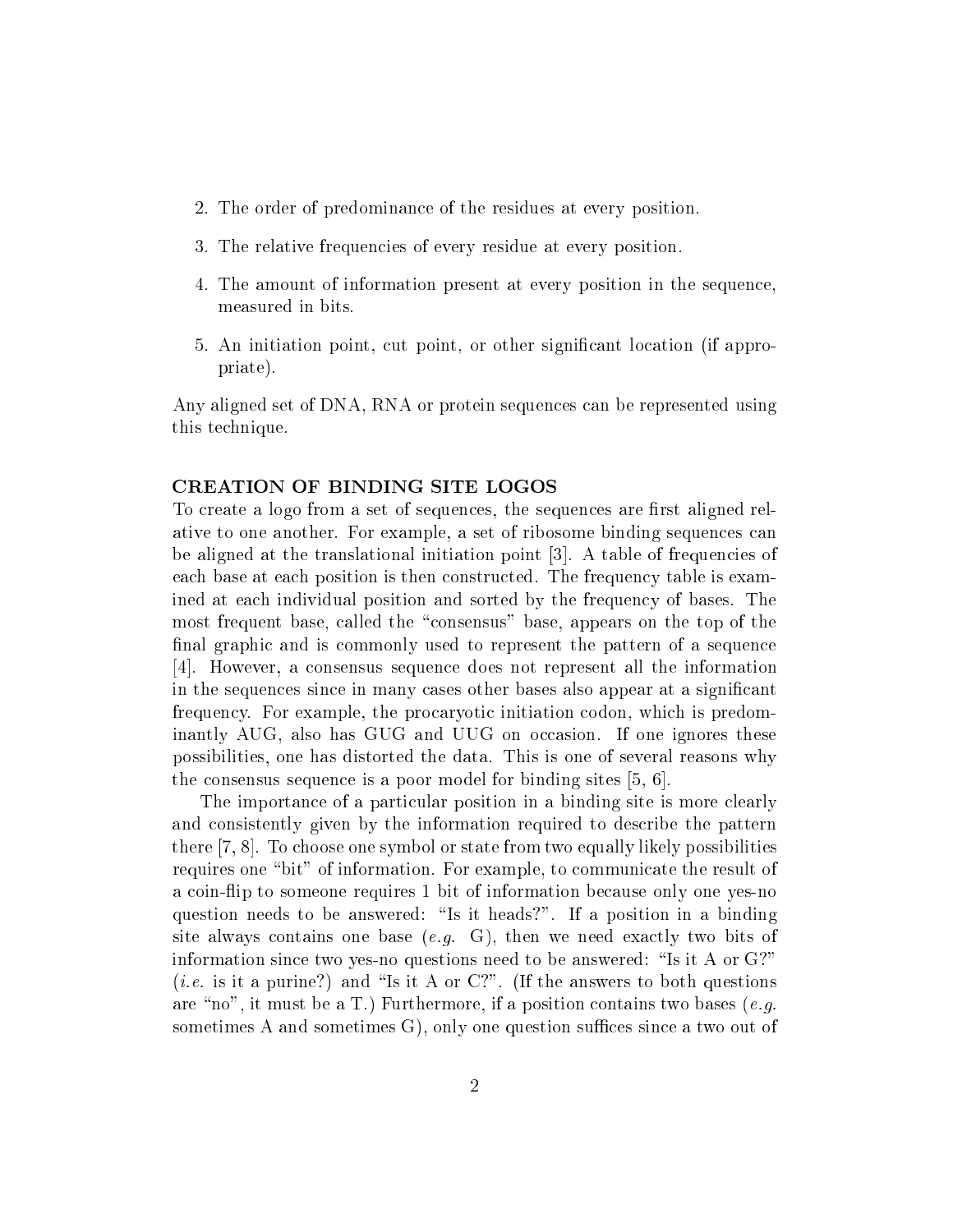2. The order of predominance of the residues at every position.
3. The relative frequencies of every residue at every position.
4. The amount of information present at every position in the sequence, measured in bits.
5. An initiation point, cut point, or other significant location (if appropriate).

Any aligned set of DNA, RNA or protein sequences can be represented using this technique.

## CREATION OF BINDING SITE LOGOS

To create a logo from a set of sequences, the sequences are first aligned relative to one another. For example, a set of ribosome binding sequences can be aligned at the translational initiation point [3]. A table of frequencies of each base at each position is then constructed. The frequency table is examined at each individual position and sorted by the frequency of bases. The most frequent base, called the "consensus" base, appears on the top of the final graphic and is commonly used to represent the pattern of a sequence [4]. However, a consensus sequence does not represent all the information in the sequences since in many cases other bases also appear at a significant frequency. For example, the procaryotic initiation codon, which is predominantly AUG, also has GUG and UUG on occasion. If one ignores these possibilities, one has distorted the data. This is one of several reasons why the consensus sequence is a poor model for binding sites [5, 6].

The importance of a particular position in a binding site is more clearly and consistently given by the information required to describe the pattern there [7, 8]. To choose one symbol or state from two equally likely possibilities requires one "bit" of information. For example, to communicate the result of a coin-flip to someone requires 1 bit of information because only one yes-no question needs to be answered: "Is it heads?". If a position in a binding site always contains one base (*e.g.* G), then we need exactly two bits of information since two yes-no questions need to be answered: "Is it A or G?" (*i.e.* is it a purine?) and "Is it A or C?". (If the answers to both questions are "no", it must be a T.) Furthermore, if a position contains two bases (*e.g.* sometimes A and sometimes G), only one question suffices since a two out of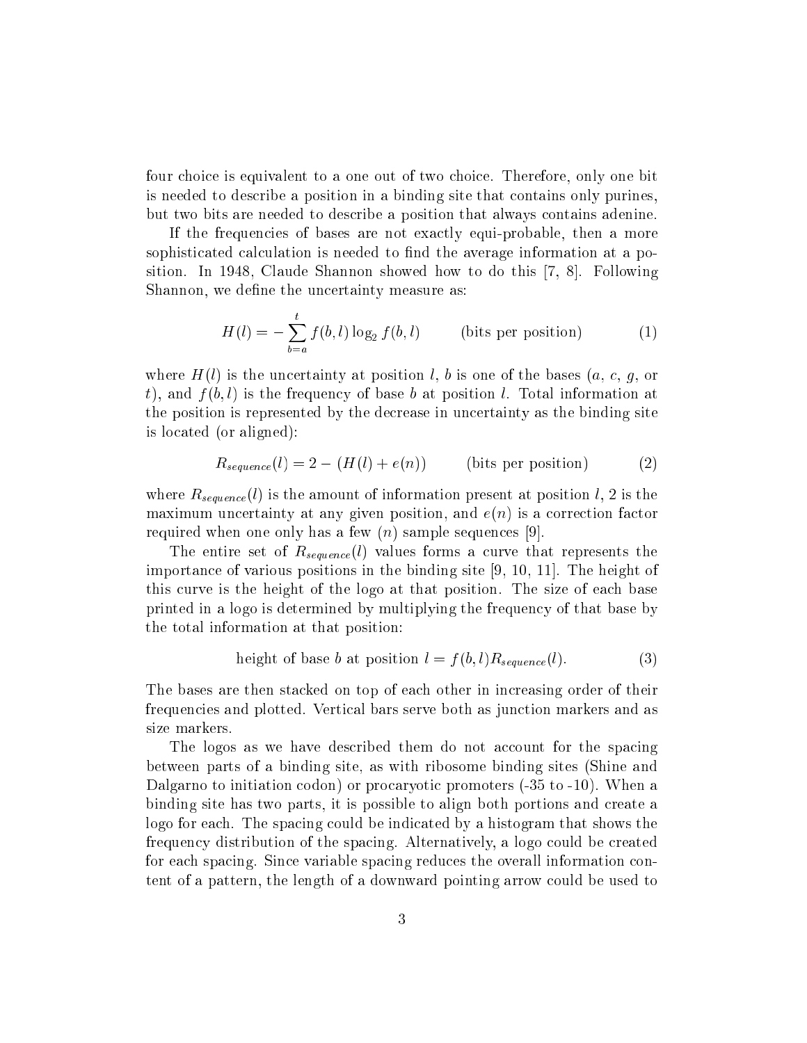four choice is equivalent to a one out of two choice. Therefore, only one bit is needed to describe a position in a binding site that contains only purines, but two bits are needed to describe a position that always contains adenine.

If the frequencies of bases are not exactly equi-probable, then a more sophisticated calculation is needed to find the average information at a position. In 1948, Claude Shannon showed how to do this [7, 8]. Following Shannon, we define the uncertainty measure as:

$$H(l) = -\sum_{b=a}^{t} f(b,l) \log_2 f(b,l) \qquad \text{(bits per position)} \tag{1}$$

where $H(l)$ is the uncertainty at position $l$, $b$ is one of the bases ($a$, $c$, $g$, or $t$), and $f(b,l)$ is the frequency of base $b$ at position $l$. Total information at the position is represented by the decrease in uncertainty as the binding site is located (or aligned):

$$R_{sequence}(l) = 2 - (H(l) + e(n)) \qquad \text{(bits per position)} \tag{2}$$

where $R_{sequence}(l)$ is the amount of information present at position $l$, 2 is the maximum uncertainty at any given position, and $e(n)$ is a correction factor required when one only has a few ($n$) sample sequences [9].

The entire set of $R_{sequence}(l)$ values forms a curve that represents the importance of various positions in the binding site [9, 10, 11]. The height of this curve is the height of the logo at that position. The size of each base printed in a logo is determined by multiplying the frequency of that base by the total information at that position:

$$\text{height of base } b \text{ at position } l = f(b,l) R_{sequence}(l). \tag{3}$$

The bases are then stacked on top of each other in increasing order of their frequencies and plotted. Vertical bars serve both as junction markers and as size markers.

The logos as we have described them do not account for the spacing between parts of a binding site, as with ribosome binding sites (Shine and Dalgarno to initiation codon) or procaryotic promoters (-35 to -10). When a binding site has two parts, it is possible to align both portions and create a logo for each. The spacing could be indicated by a histogram that shows the frequency distribution of the spacing. Alternatively, a logo could be created for each spacing. Since variable spacing reduces the overall information content of a pattern, the length of a downward pointing arrow could be used to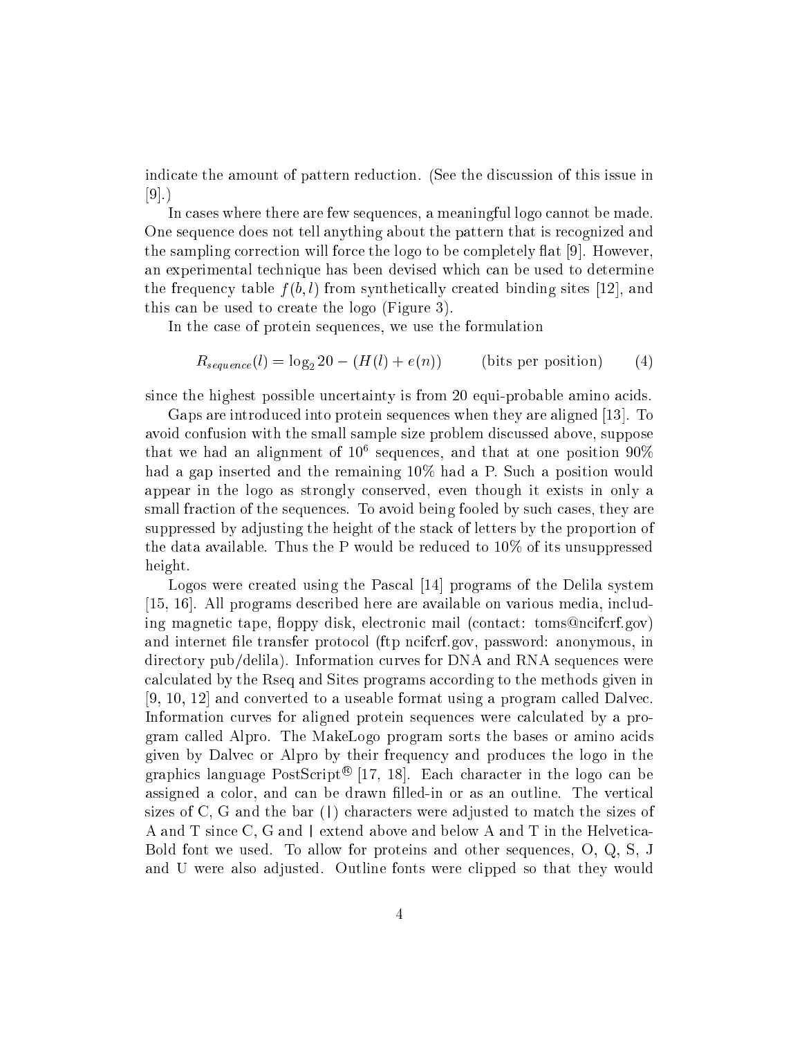indicate the amount of pattern reduction. (See the discussion of this issue in [9].)

In cases where there are few sequences, a meaningful logo cannot be made. One sequence does not tell anything about the pattern that is recognized and the sampling correction will force the logo to be completely flat [9]. However, an experimental technique has been devised which can be used to determine the frequency table $f(b,l)$ from synthetically created binding sites [12], and this can be used to create the logo (Figure 3).

In the case of protein sequences, we use the formulation

$$R_{sequence}(l) = \log_2 20 - (H(l) + e(n)) \qquad \text{(bits per position)} \qquad (4)$$

since the highest possible uncertainty is from 20 equi-probable amino acids.

Gaps are introduced into protein sequences when they are aligned [13]. To avoid confusion with the small sample size problem discussed above, suppose that we had an alignment of $10^6$ sequences, and that at one position 90% had a gap inserted and the remaining 10% had a P. Such a position would appear in the logo as strongly conserved, even though it exists in only a small fraction of the sequences. To avoid being fooled by such cases, they are suppressed by adjusting the height of the stack of letters by the proportion of the data available. Thus the P would be reduced to 10% of its unsuppressed height.

Logos were created using the Pascal [14] programs of the Delila system [15, 16]. All programs described here are available on various media, including magnetic tape, floppy disk, electronic mail (contact: toms@ncifcrf.gov) and internet file transfer protocol (ftp ncifcrf.gov, password: anonymous, in directory pub/delila). Information curves for DNA and RNA sequences were calculated by the Rseq and Sites programs according to the methods given in [9, 10, 12] and converted to a useable format using a program called Dalvec. Information curves for aligned protein sequences were calculated by a program called Alpro. The MakeLogo program sorts the bases or amino acids given by Dalvec or Alpro by their frequency and produces the logo in the graphics language PostScript® [17, 18]. Each character in the logo can be assigned a color, and can be drawn filled-in or as an outline. The vertical sizes of C, G and the bar (|) characters were adjusted to match the sizes of A and T since C, G and | extend above and below A and T in the Helvetica-Bold font we used. To allow for proteins and other sequences, O, Q, S, J and U were also adjusted. Outline fonts were clipped so that they would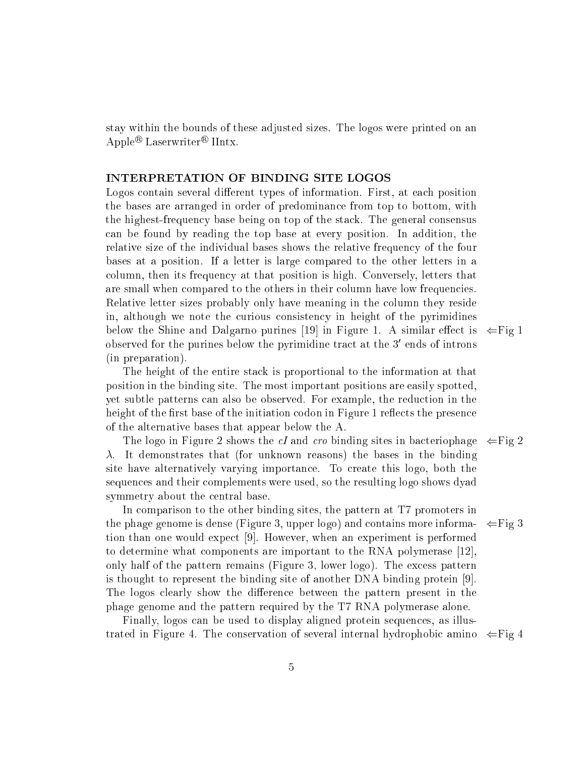stay within the bounds of these adjusted sizes. The logos were printed on an Apple® Laserwriter® IIntx.

## INTERPRETATION OF BINDING SITE LOGOS

Logos contain several different types of information. First, at each position the bases are arranged in order of predominance from top to bottom, with the highest-frequency base being on top of the stack. The general consensus can be found by reading the top base at every position. In addition, the relative size of the individual bases shows the relative frequency of the four bases at a position. If a letter is large compared to the other letters in a column, then its frequency at that position is high. Conversely, letters that are small when compared to the others in their column have low frequencies. Relative letter sizes probably only have meaning in the column they reside in, although we note the curious consistency in height of the pyrimidines below the Shine and Dalgarno purines [19] in Figure 1. A similar effect is observed for the purines below the pyrimidine tract at the 3′ ends of introns (in preparation). ⇐Fig 1

The height of the entire stack is proportional to the information at that position in the binding site. The most important positions are easily spotted, yet subtle patterns can also be observed. For example, the reduction in the height of the first base of the initiation codon in Figure 1 reflects the presence of the alternative bases that appear below the A.

The logo in Figure 2 shows the *cI* and *cro* binding sites in bacteriophage $\lambda$. It demonstrates that (for unknown reasons) the bases in the binding site have alternatively varying importance. To create this logo, both the sequences and their complements were used, so the resulting logo shows dyad symmetry about the central base. ⇐Fig 2

In comparison to the other binding sites, the pattern at T7 promoters in the phage genome is dense (Figure 3, upper logo) and contains more information than one would expect [9]. However, when an experiment is performed to determine what components are important to the RNA polymerase [12], only half of the pattern remains (Figure 3, lower logo). The excess pattern is thought to represent the binding site of another DNA binding protein [9]. The logos clearly show the difference between the pattern present in the phage genome and the pattern required by the T7 RNA polymerase alone. ⇐Fig 3

Finally, logos can be used to display aligned protein sequences, as illustrated in Figure 4. The conservation of several internal hydrophobic amino ⇐Fig 4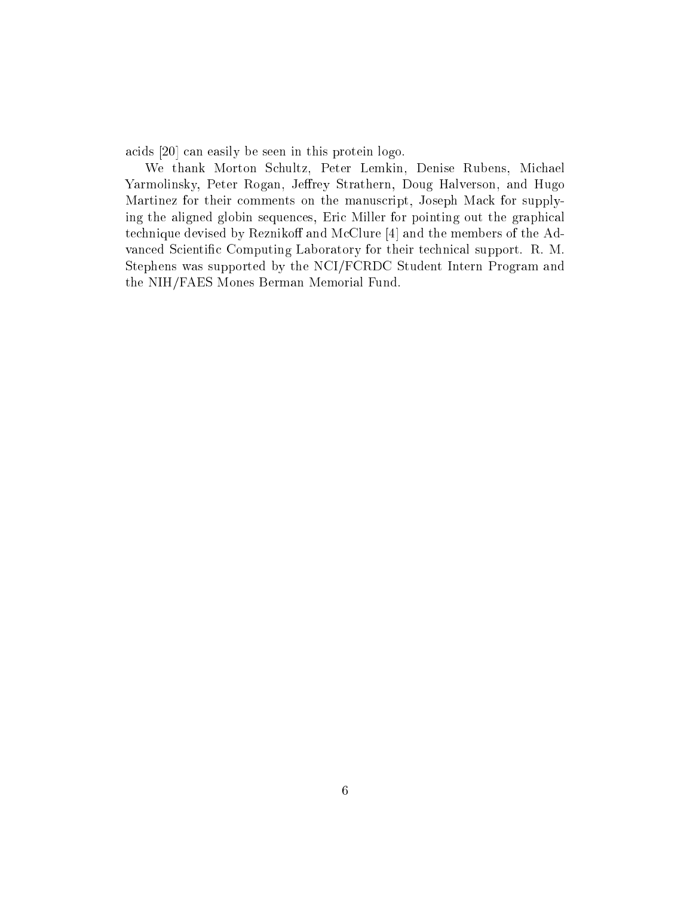acids [20] can easily be seen in this protein logo.

We thank Morton Schultz, Peter Lemkin, Denise Rubens, Michael Yarmolinsky, Peter Rogan, Jeffrey Strathern, Doug Halverson, and Hugo Martinez for their comments on the manuscript, Joseph Mack for supplying the aligned globin sequences, Eric Miller for pointing out the graphical technique devised by Reznikoff and McClure [4] and the members of the Advanced Scientific Computing Laboratory for their technical support. R. M. Stephens was supported by the NCI/FCRDC Student Intern Program and the NIH/FAES Mones Berman Memorial Fund.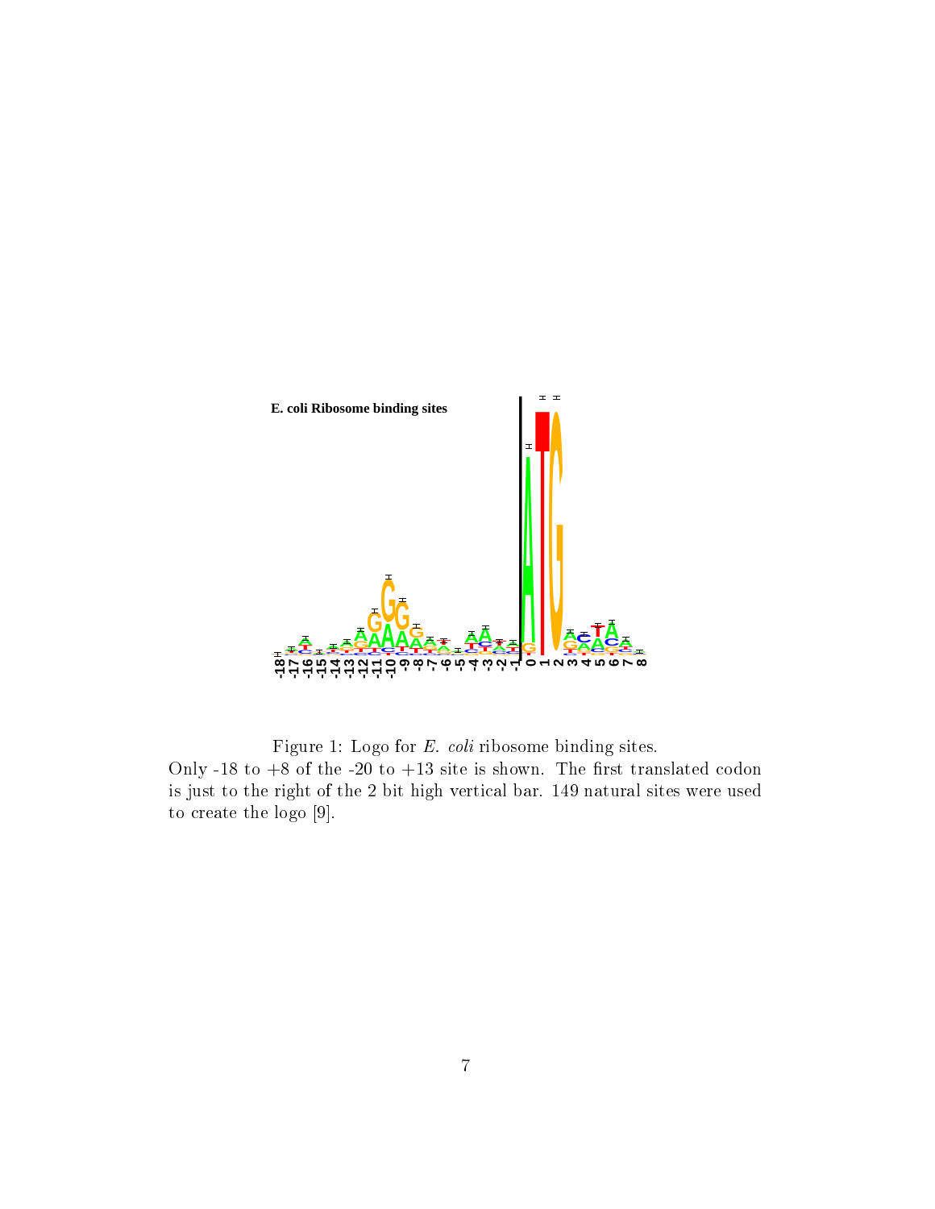Figure 1: Logo for *E. coli* ribosome binding sites.
Only -18 to +8 of the -20 to +13 site is shown. The first translated codon is just to the right of the 2 bit high vertical bar. 149 natural sites were used to create the logo [9].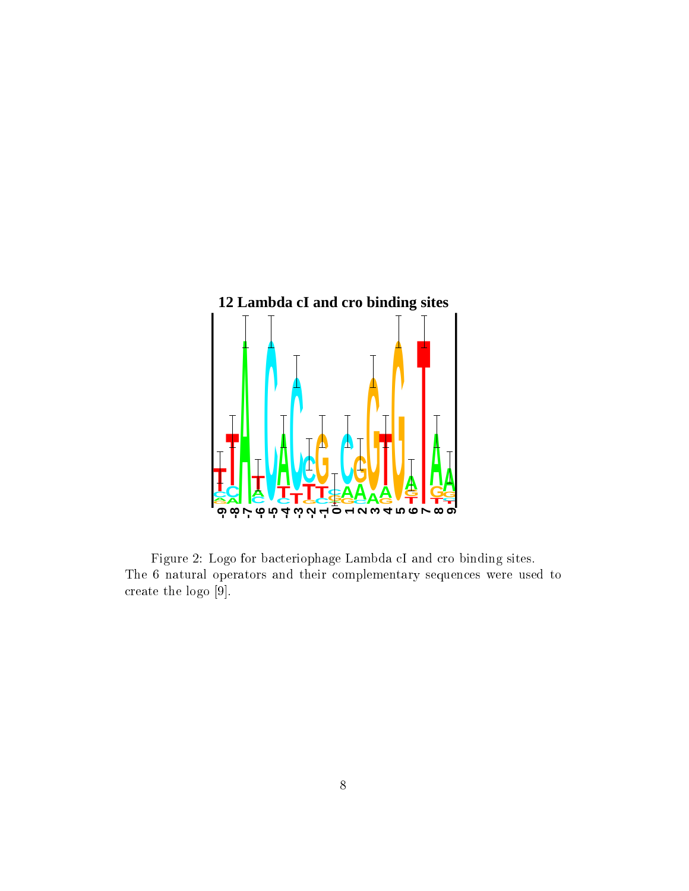Figure 2: Logo for bacteriophage Lambda cI and cro binding sites. The 6 natural operators and their complementary sequences were used to create the logo [9].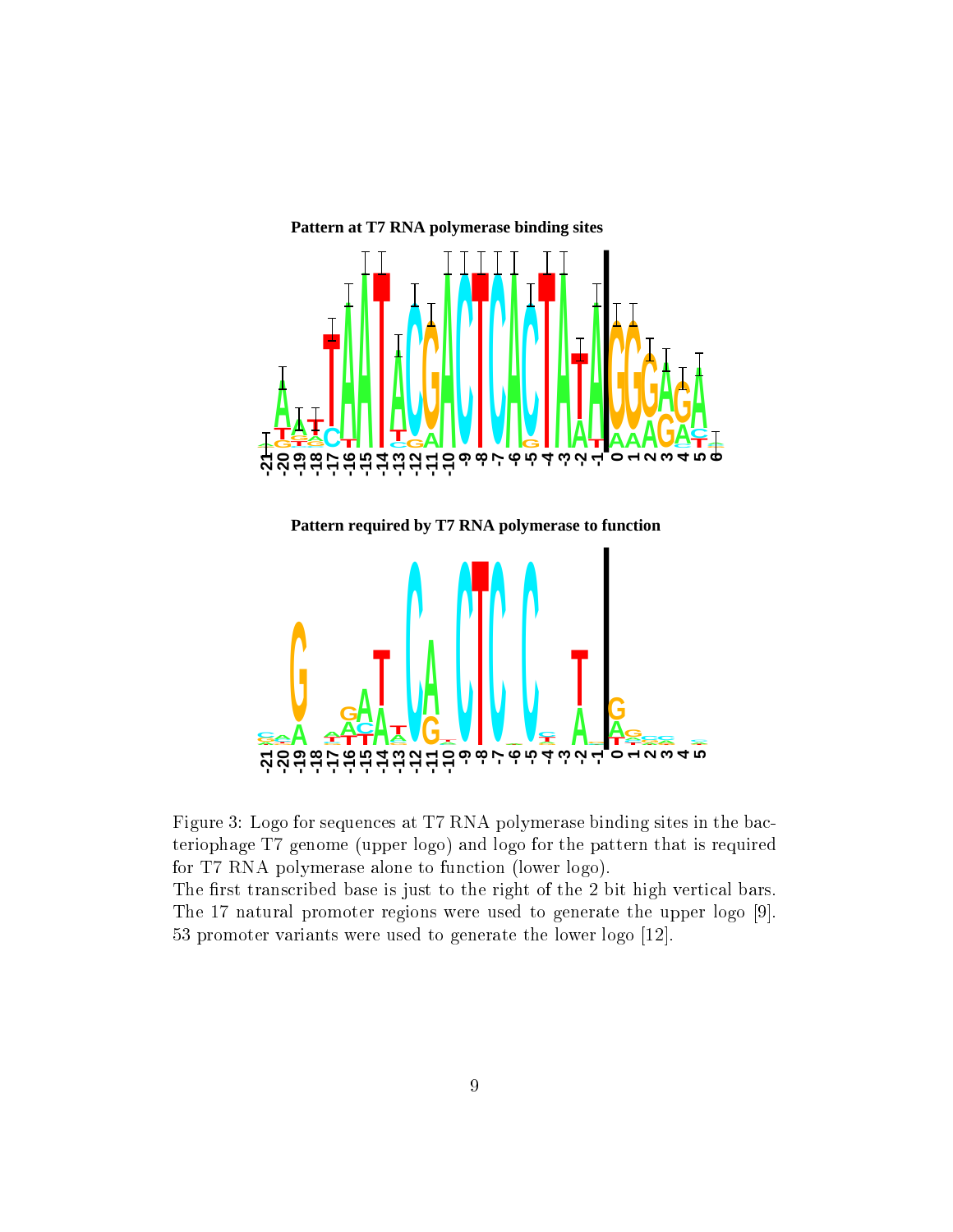**Pattern at T7 RNA polymerase binding sites**

**Pattern required by T7 RNA polymerase to function**

Figure 3: Logo for sequences at T7 RNA polymerase binding sites in the bacteriophage T7 genome (upper logo) and logo for the pattern that is required for T7 RNA polymerase alone to function (lower logo).
The first transcribed base is just to the right of the 2 bit high vertical bars. The 17 natural promoter regions were used to generate the upper logo [9]. 53 promoter variants were used to generate the lower logo [12].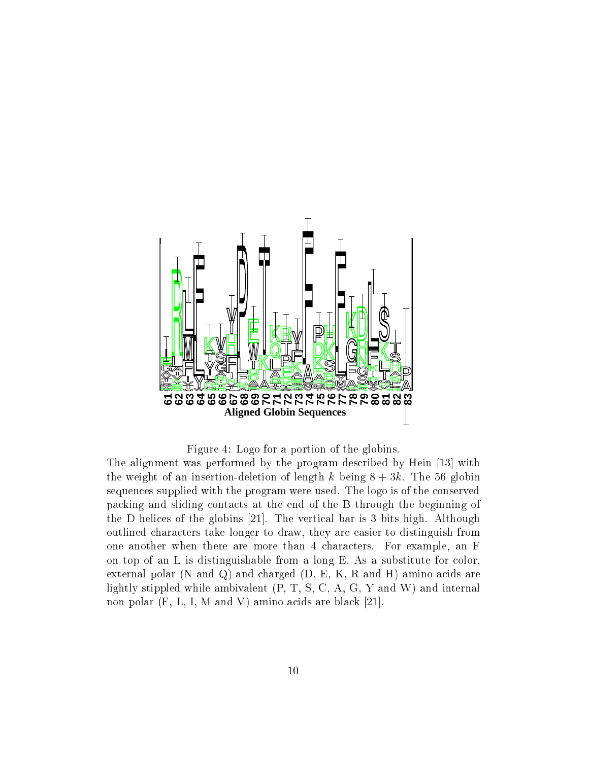Figure 4: Logo for a portion of the globins.

The alignment was performed by the program described by Hein [13] with the weight of an insertion-deletion of length $k$ being $8 + 3k$. The 56 globin sequences supplied with the program were used. The logo is of the conserved packing and sliding contacts at the end of the B through the beginning of the D helices of the globins [21]. The vertical bar is 3 bits high. Although outlined characters take longer to draw, they are easier to distinguish from one another when there are more than 4 characters. For example, an F on top of an L is distinguishable from a long E. As a substitute for color, external polar (N and Q) and charged (D, E, K, R and H) amino acids are lightly stippled while ambivalent (P, T, S, C, A, G, Y and W) and internal non-polar (F, L, I, M and V) amino acids are black [21].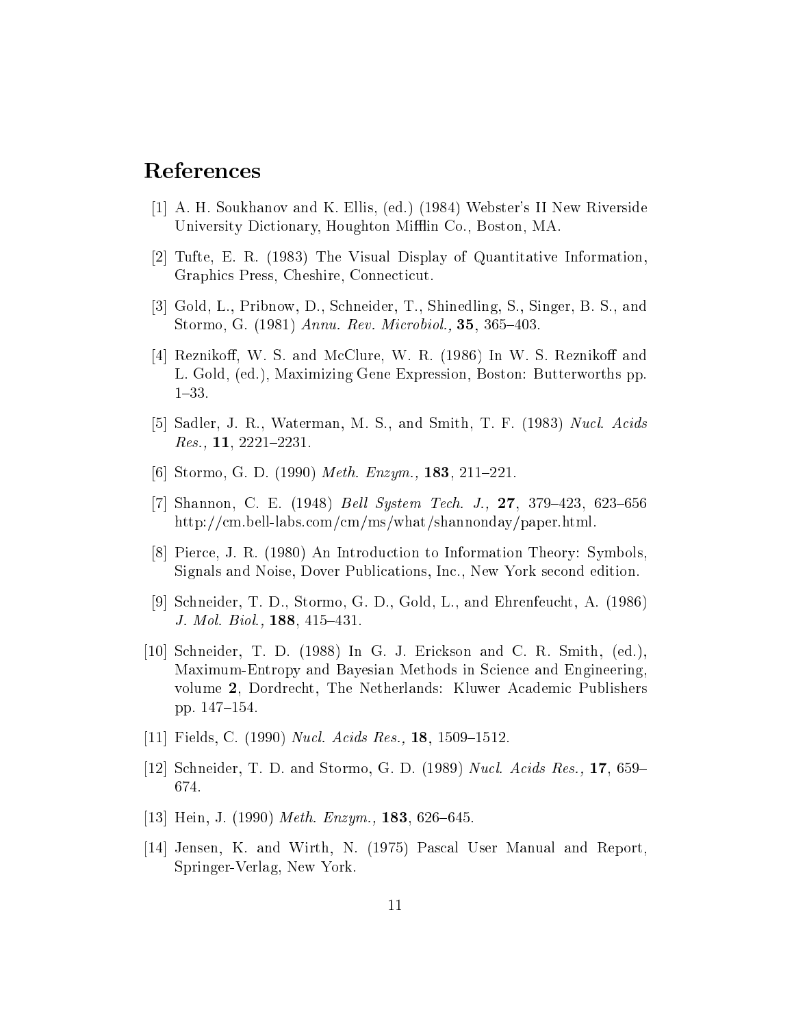# References

[1] A. H. Soukhanov and K. Ellis, (ed.) (1984) Webster's II New Riverside University Dictionary, Houghton Mifflin Co., Boston, MA.

[2] Tufte, E. R. (1983) The Visual Display of Quantitative Information, Graphics Press, Cheshire, Connecticut.

[3] Gold, L., Pribnow, D., Schneider, T., Shinedling, S., Singer, B. S., and Stormo, G. (1981) *Annu. Rev. Microbiol.,* **35**, 365–403.

[4] Reznikoff, W. S. and McClure, W. R. (1986) In W. S. Reznikoff and L. Gold, (ed.), Maximizing Gene Expression, Boston: Butterworths pp. 1–33.

[5] Sadler, J. R., Waterman, M. S., and Smith, T. F. (1983) *Nucl. Acids Res.,* **11**, 2221–2231.

[6] Stormo, G. D. (1990) *Meth. Enzym.,* **183**, 211–221.

[7] Shannon, C. E. (1948) *Bell System Tech. J.,* **27**, 379–423, 623–656 http://cm.bell-labs.com/cm/ms/what/shannonday/paper.html.

[8] Pierce, J. R. (1980) An Introduction to Information Theory: Symbols, Signals and Noise, Dover Publications, Inc., New York second edition.

[9] Schneider, T. D., Stormo, G. D., Gold, L., and Ehrenfeucht, A. (1986) *J. Mol. Biol.,* **188**, 415–431.

[10] Schneider, T. D. (1988) In G. J. Erickson and C. R. Smith, (ed.), Maximum-Entropy and Bayesian Methods in Science and Engineering, volume **2**, Dordrecht, The Netherlands: Kluwer Academic Publishers pp. 147–154.

[11] Fields, C. (1990) *Nucl. Acids Res.,* **18**, 1509–1512.

[12] Schneider, T. D. and Stormo, G. D. (1989) *Nucl. Acids Res.,* **17**, 659–674.

[13] Hein, J. (1990) *Meth. Enzym.,* **183**, 626–645.

[14] Jensen, K. and Wirth, N. (1975) Pascal User Manual and Report, Springer-Verlag, New York.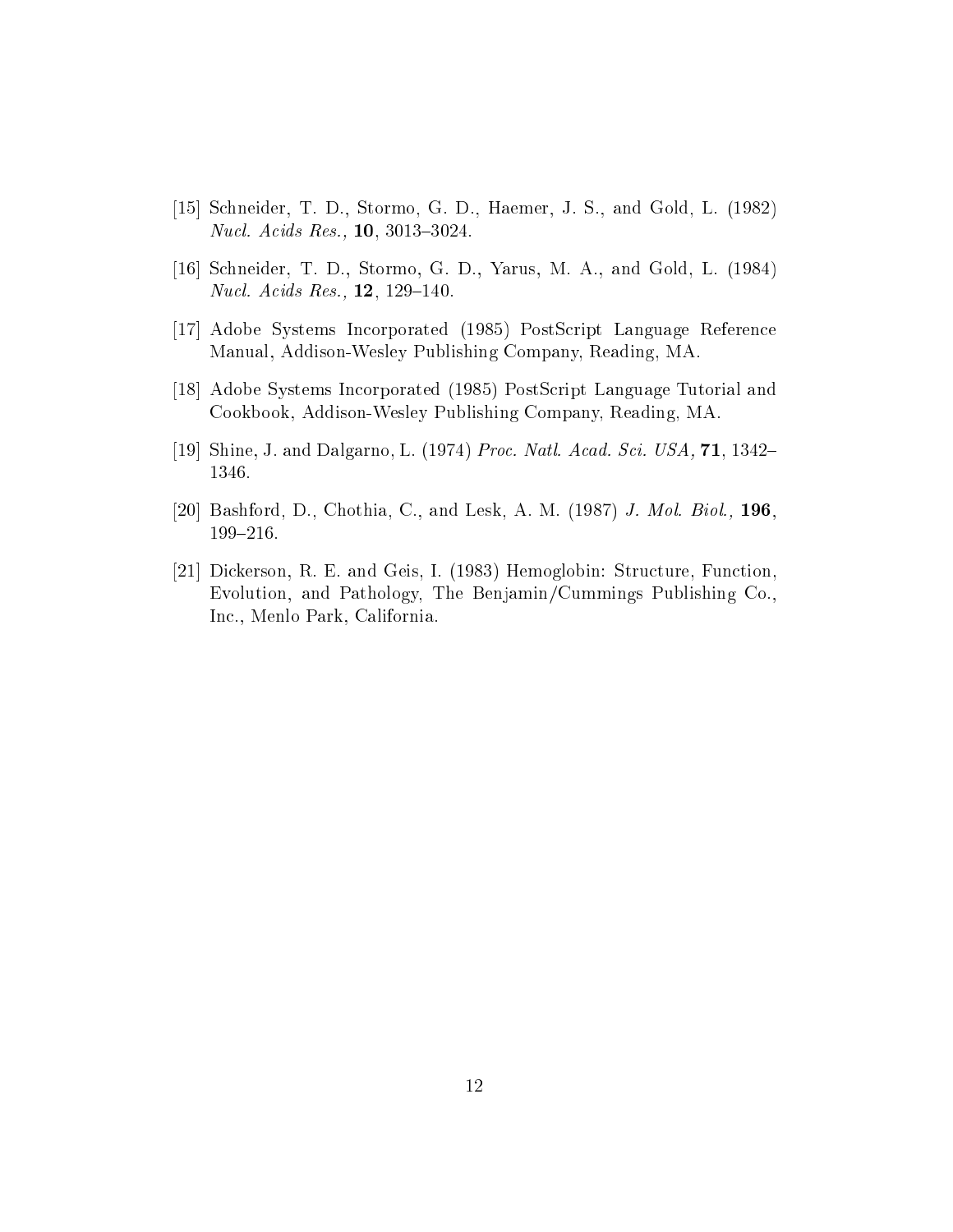[15] Schneider, T. D., Stormo, G. D., Haemer, J. S., and Gold, L. (1982) *Nucl. Acids Res.,* **10**, 3013–3024.

[16] Schneider, T. D., Stormo, G. D., Yarus, M. A., and Gold, L. (1984) *Nucl. Acids Res.,* **12**, 129–140.

[17] Adobe Systems Incorporated (1985) PostScript Language Reference Manual, Addison-Wesley Publishing Company, Reading, MA.

[18] Adobe Systems Incorporated (1985) PostScript Language Tutorial and Cookbook, Addison-Wesley Publishing Company, Reading, MA.

[19] Shine, J. and Dalgarno, L. (1974) *Proc. Natl. Acad. Sci. USA,* **71**, 1342–1346.

[20] Bashford, D., Chothia, C., and Lesk, A. M. (1987) *J. Mol. Biol.,* **196**, 199–216.

[21] Dickerson, R. E. and Geis, I. (1983) Hemoglobin: Structure, Function, Evolution, and Pathology, The Benjamin/Cummings Publishing Co., Inc., Menlo Park, California.